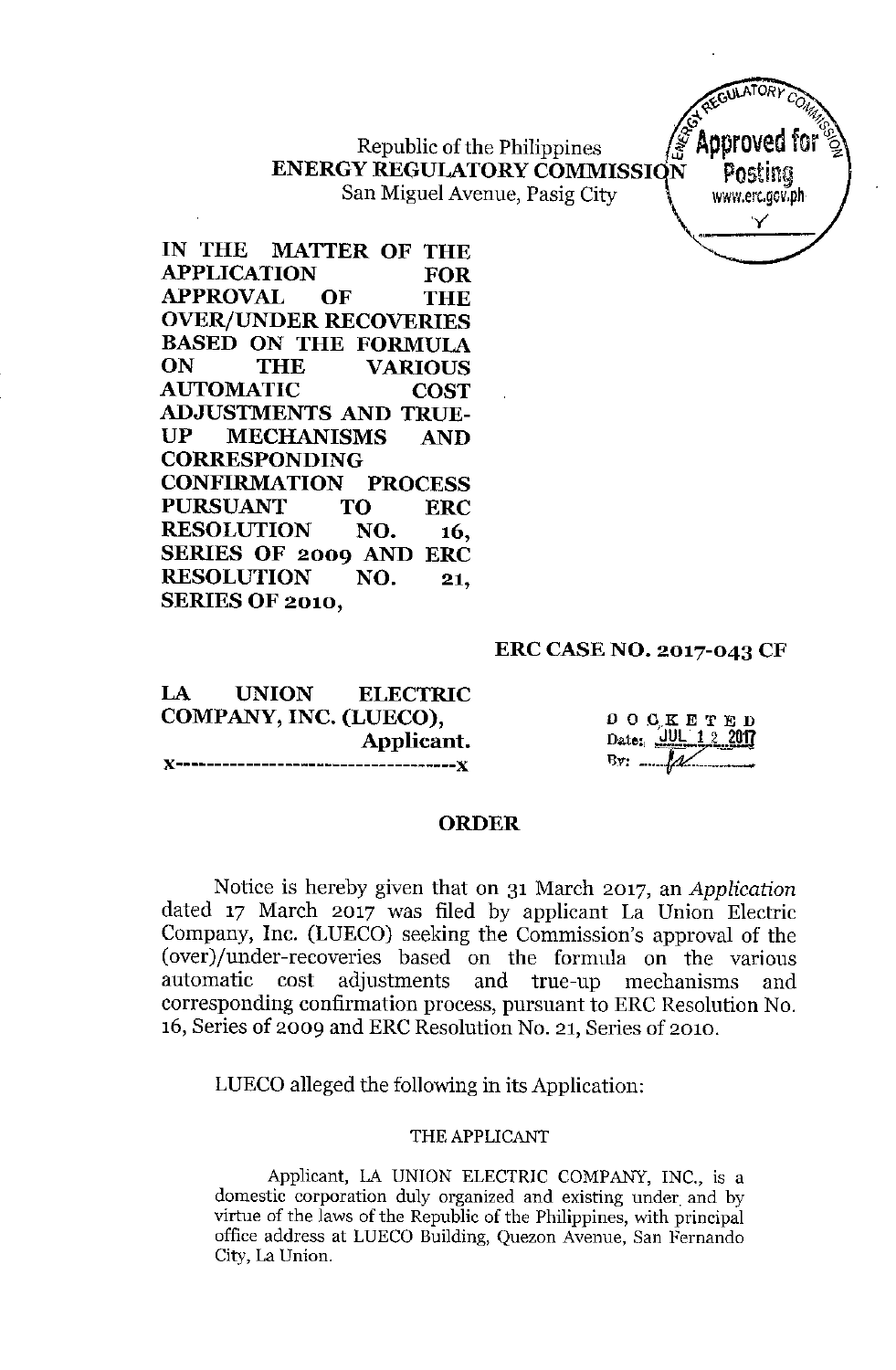Republic of the Philippines
**ENERGY REGULATORY COMMISSION**
San Miguel Avenue, Pasig City

Approved for Posting
www.erc.gov.ph

**IN THE MATTER OF THE APPLICATION FOR APPROVAL OF THE OVER/UNDER RECOVERIES BASED ON THE FORMULA ON THE VARIOUS AUTOMATIC COST ADJUSTMENTS AND TRUE-UP MECHANISMS AND CORRESPONDING CONFIRMATION PROCESS PURSUANT TO ERC RESOLUTION NO. 16, SERIES OF 2009 AND ERC RESOLUTION NO. 21, SERIES OF 2010,**

**ERC CASE NO. 2017-043 CF**

**LA UNION ELECTRIC COMPANY, INC. (LUECO),**
**Applicant.**
x-----------------------------------x

DOCKETED
Date: JUL 12 2017
By: ______

## ORDER

Notice is hereby given that on 31 March 2017, an *Application* dated 17 March 2017 was filed by applicant La Union Electric Company, Inc. (LUECO) seeking the Commission's approval of the (over)/under-recoveries based on the formula on the various automatic cost adjustments and true-up mechanisms and corresponding confirmation process, pursuant to ERC Resolution No. 16, Series of 2009 and ERC Resolution No. 21, Series of 2010.

LUECO alleged the following in its Application:

THE APPLICANT

Applicant, LA UNION ELECTRIC COMPANY, INC., is a domestic corporation duly organized and existing under and by virtue of the laws of the Republic of the Philippines, with principal office address at LUECO Building, Quezon Avenue, San Fernando City, La Union.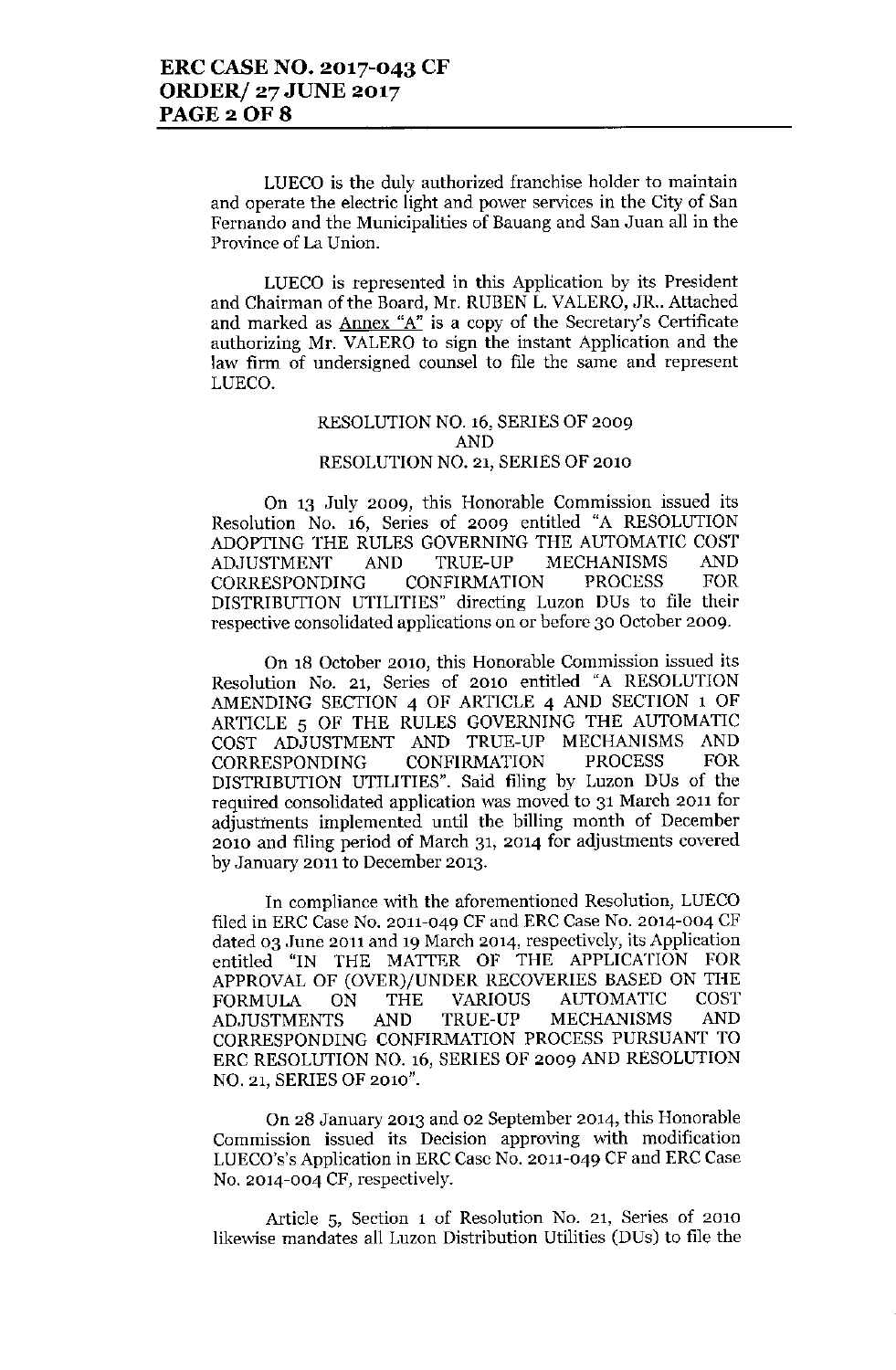LUECO is the duly authorized franchise holder to maintain and operate the electric light and power services in the City of San Fernando and the Municipalities of Bauang and San Juan all in the Province of La Union.

LUECO is represented in this Application by its President and Chairman of the Board, Mr. RUBEN L. VALERO, JR.. Attached and marked as Annex "A" is a copy of the Secretary's Certificate authorizing Mr. VALERO to sign the instant Application and the law firm of undersigned counsel to file the same and represent LUECO.

**RESOLUTION NO. 16, SERIES OF 2009**
**AND**
**RESOLUTION NO. 21, SERIES OF 2010**

On 13 July 2009, this Honorable Commission issued its Resolution No. 16, Series of 2009 entitled "A RESOLUTION ADOPTING THE RULES GOVERNING THE AUTOMATIC COST ADJUSTMENT AND TRUE-UP MECHANISMS AND CORRESPONDING CONFIRMATION PROCESS FOR DISTRIBUTION UTILITIES" directing Luzon DUs to file their respective consolidated applications on or before 30 October 2009.

On 18 October 2010, this Honorable Commission issued its Resolution No. 21, Series of 2010 entitled "A RESOLUTION AMENDING SECTION 4 OF ARTICLE 4 AND SECTION 1 OF ARTICLE 5 OF THE RULES GOVERNING THE AUTOMATIC COST ADJUSTMENT AND TRUE-UP MECHANISMS AND CORRESPONDING CONFIRMATION PROCESS FOR DISTRIBUTION UTILITIES". Said filing by Luzon DUs of the required consolidated application was moved to 31 March 2011 for adjustments implemented until the billing month of December 2010 and filing period of March 31, 2014 for adjustments covered by January 2011 to December 2013.

In compliance with the aforementioned Resolution, LUECO filed in ERC Case No. 2011-049 CF and ERC Case No. 2014-004 CF dated 03 June 2011 and 19 March 2014, respectively, its Application entitled "IN THE MATTER OF THE APPLICATION FOR APPROVAL OF (OVER)/UNDER RECOVERIES BASED ON THE FORMULA ON THE VARIOUS AUTOMATIC COST ADJUSTMENTS AND TRUE-UP MECHANISMS AND CORRESPONDING CONFIRMATION PROCESS PURSUANT TO ERC RESOLUTION NO. 16, SERIES OF 2009 AND RESOLUTION NO. 21, SERIES OF 2010".

On 28 January 2013 and 02 September 2014, this Honorable Commission issued its Decision approving with modification LUECO's's Application in ERC Case No. 2011-049 CF and ERC Case No. 2014-004 CF, respectively.

Article 5, Section 1 of Resolution No. 21, Series of 2010 likewise mandates all Luzon Distribution Utilities (DUs) to file the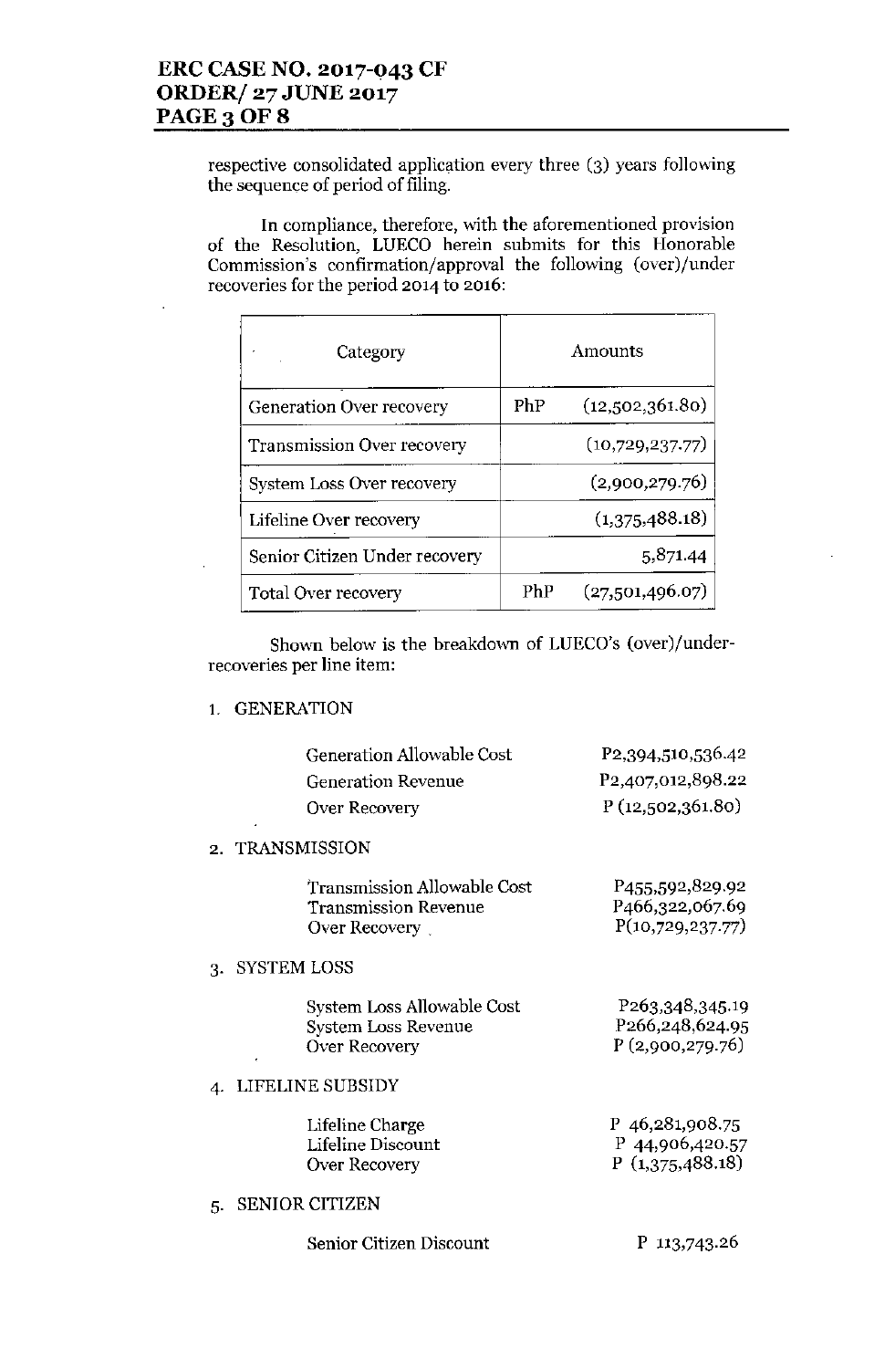respective consolidated application every three (3) years following the sequence of period of filing.

In compliance, therefore, with the aforementioned provision of the Resolution, LUECO herein submits for this Honorable Commission's confirmation/approval the following (over)/under recoveries for the period 2014 to 2016:

| Category | Amounts | |
|---|---|---|
| Generation Over recovery | PhP | (12,502,361.80) |
| Transmission Over recovery | | (10,729,237.77) |
| System Loss Over recovery | | (2,900,279.76) |
| Lifeline Over recovery | | (1,375,488.18) |
| Senior Citizen Under recovery | | 5,871.44 |
| Total Over recovery | PhP | (27,501,496.07) |

Shown below is the breakdown of LUECO's (over)/under-recoveries per line item:

1. GENERATION

| | |
|---|---|
| Generation Allowable Cost | P2,394,510,536.42 |
| Generation Revenue | P2,407,012,898.22 |
| Over Recovery | P (12,502,361.80) |

2. TRANSMISSION

| | |
|---|---|
| Transmission Allowable Cost | P455,592,829.92 |
| Transmission Revenue | P466,322,067.69 |
| Over Recovery | P(10,729,237.77) |

3. SYSTEM LOSS

| | |
|---|---|
| System Loss Allowable Cost | P263,348,345.19 |
| System Loss Revenue | P266,248,624.95 |
| Over Recovery | P (2,900,279.76) |

4. LIFELINE SUBSIDY

| | |
|---|---|
| Lifeline Charge | P 46,281,908.75 |
| Lifeline Discount | P 44,906,420.57 |
| Over Recovery | P (1,375,488.18) |

5. SENIOR CITIZEN

| | |
|---|---|
| Senior Citizen Discount | P 113,743.26 |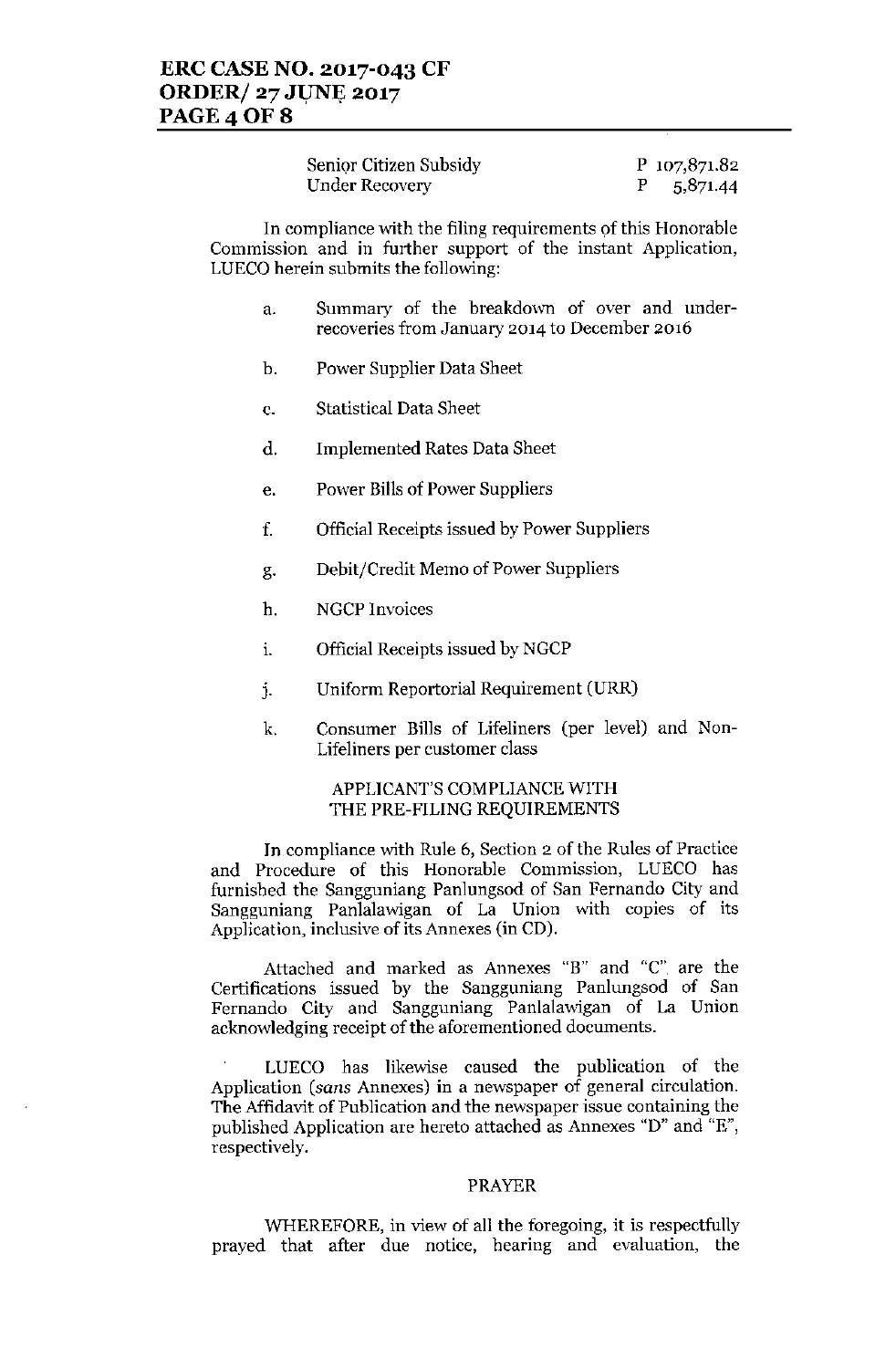| | |
|---|---|
| Senior Citizen Subsidy | P 107,871.82 |
| Under Recovery | P 5,871.44 |

In compliance with the filing requirements of this Honorable Commission and in further support of the instant Application, LUECO herein submits the following:

a. Summary of the breakdown of over and under-recoveries from January 2014 to December 2016

b. Power Supplier Data Sheet

c. Statistical Data Sheet

d. Implemented Rates Data Sheet

e. Power Bills of Power Suppliers

f. Official Receipts issued by Power Suppliers

g. Debit/Credit Memo of Power Suppliers

h. NGCP Invoices

i. Official Receipts issued by NGCP

j. Uniform Reportorial Requirement (URR)

k. Consumer Bills of Lifeliners (per level) and Non-Lifeliners per customer class

APPLICANT'S COMPLIANCE WITH THE PRE-FILING REQUIREMENTS

In compliance with Rule 6, Section 2 of the Rules of Practice and Procedure of this Honorable Commission, LUECO has furnished the Sangguniang Panlungsod of San Fernando City and Sangguniang Panlalawigan of La Union with copies of its Application, inclusive of its Annexes (in CD).

Attached and marked as Annexes "B" and "C" are the Certifications issued by the Sangguniang Panlungsod of San Fernando City and Sangguniang Panlalawigan of La Union acknowledging receipt of the aforementioned documents.

LUECO has likewise caused the publication of the Application (*sans* Annexes) in a newspaper of general circulation. The Affidavit of Publication and the newspaper issue containing the published Application are hereto attached as Annexes "D" and "E", respectively.

PRAYER

WHEREFORE, in view of all the foregoing, it is respectfully prayed that after due notice, hearing and evaluation, the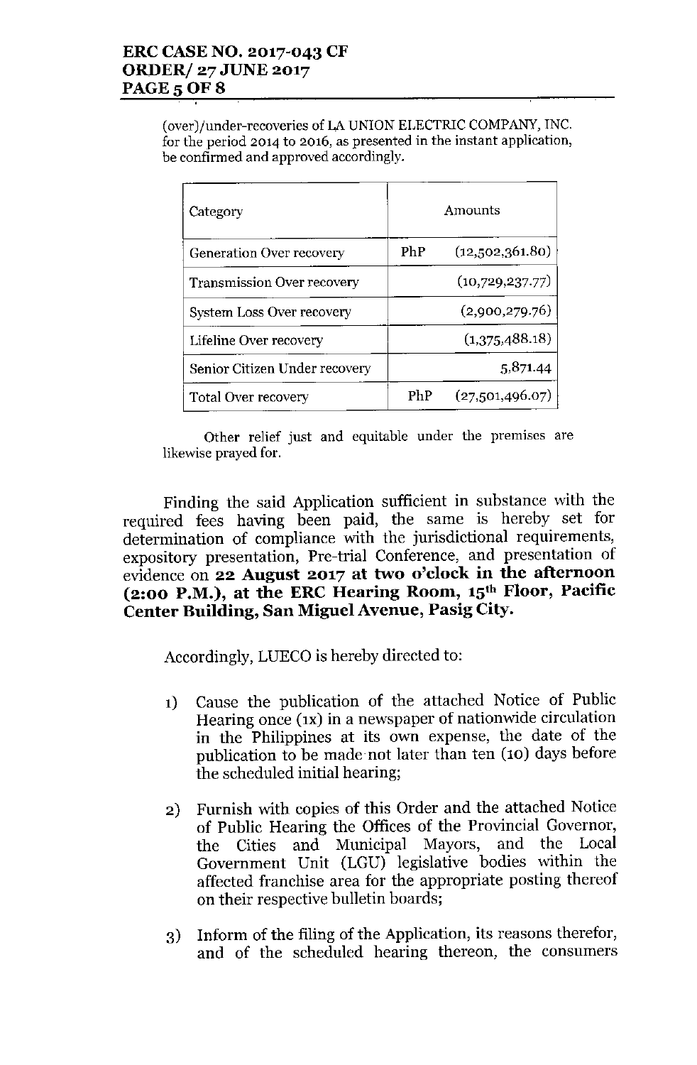(over)/under-recoveries of LA UNION ELECTRIC COMPANY, INC. for the period 2014 to 2016, as presented in the instant application, be confirmed and approved accordingly.

| Category | Amounts | |
|---|---|---|
| Generation Over recovery | PhP | (12,502,361.80) |
| Transmission Over recovery | | (10,729,237.77) |
| System Loss Over recovery | | (2,900,279.76) |
| Lifeline Over recovery | | (1,375,488.18) |
| Senior Citizen Under recovery | | 5,871.44 |
| Total Over recovery | PhP | (27,501,496.07) |

Other relief just and equitable under the premises are likewise prayed for.

Finding the said Application sufficient in substance with the required fees having been paid, the same is hereby set for determination of compliance with the jurisdictional requirements, expository presentation, Pre-trial Conference, and presentation of evidence on **22 August 2017 at two o'clock in the afternoon (2:00 P.M.), at the ERC Hearing Room, 15th Floor, Pacific Center Building, San Miguel Avenue, Pasig City.**

Accordingly, LUECO is hereby directed to:

1) Cause the publication of the attached Notice of Public Hearing once (1x) in a newspaper of nationwide circulation in the Philippines at its own expense, the date of the publication to be made not later than ten (10) days before the scheduled initial hearing;

2) Furnish with copies of this Order and the attached Notice of Public Hearing the Offices of the Provincial Governor, the Cities and Municipal Mayors, and the Local Government Unit (LGU) legislative bodies within the affected franchise area for the appropriate posting thereof on their respective bulletin boards;

3) Inform of the filing of the Application, its reasons therefor, and of the scheduled hearing thereon, the consumers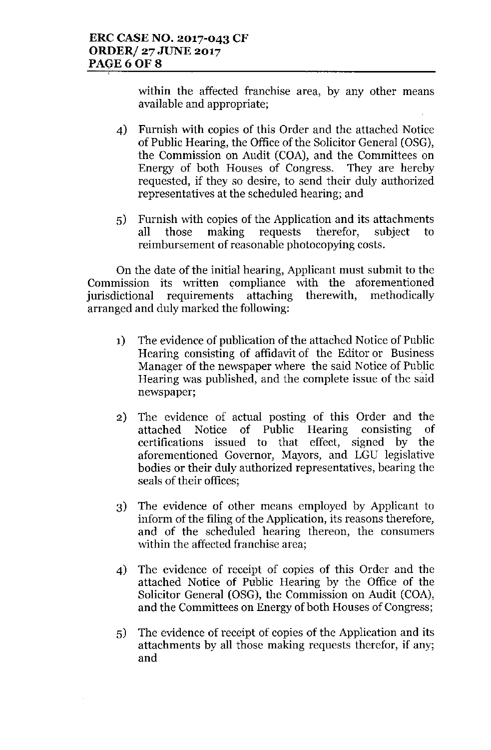within the affected franchise area, by any other means available and appropriate;

4) Furnish with copies of this Order and the attached Notice of Public Hearing, the Office of the Solicitor General (OSG), the Commission on Audit (COA), and the Committees on Energy of both Houses of Congress. They are hereby requested, if they so desire, to send their duly authorized representatives at the scheduled hearing; and

5) Furnish with copies of the Application and its attachments all those making requests therefor, subject to reimbursement of reasonable photocopying costs.

On the date of the initial hearing, Applicant must submit to the Commission its written compliance with the aforementioned jurisdictional requirements attaching therewith, methodically arranged and duly marked the following:

1) The evidence of publication of the attached Notice of Public Hearing consisting of affidavit of the Editor or Business Manager of the newspaper where the said Notice of Public Hearing was published, and the complete issue of the said newspaper;

2) The evidence of actual posting of this Order and the attached Notice of Public Hearing consisting of certifications issued to that effect, signed by the aforementioned Governor, Mayors, and LGU legislative bodies or their duly authorized representatives, bearing the seals of their offices;

3) The evidence of other means employed by Applicant to inform of the filing of the Application, its reasons therefore, and of the scheduled hearing thereon, the consumers within the affected franchise area;

4) The evidence of receipt of copies of this Order and the attached Notice of Public Hearing by the Office of the Solicitor General (OSG), the Commission on Audit (COA), and the Committees on Energy of both Houses of Congress;

5) The evidence of receipt of copies of the Application and its attachments by all those making requests therefor, if any; and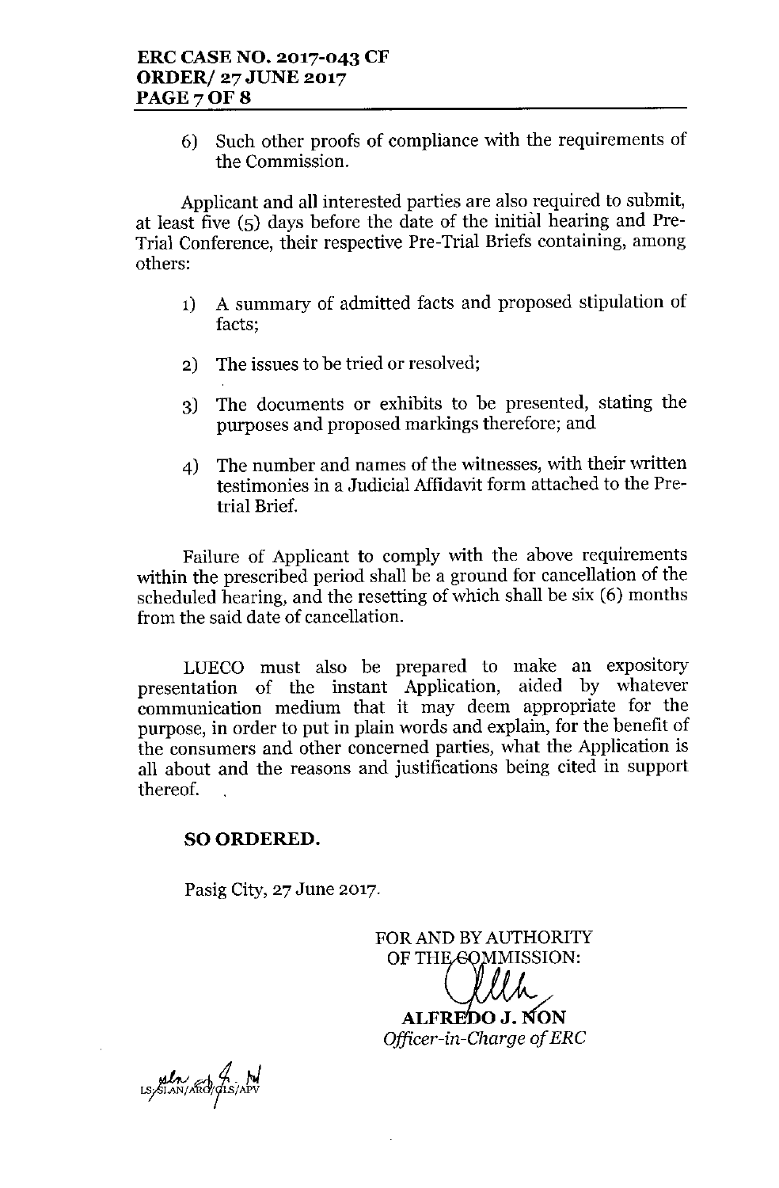6) Such other proofs of compliance with the requirements of the Commission.

Applicant and all interested parties are also required to submit, at least five (5) days before the date of the initial hearing and Pre-Trial Conference, their respective Pre-Trial Briefs containing, among others:

1) A summary of admitted facts and proposed stipulation of facts;

2) The issues to be tried or resolved;

3) The documents or exhibits to be presented, stating the purposes and proposed markings therefore; and

4) The number and names of the witnesses, with their written testimonies in a Judicial Affidavit form attached to the Pre-trial Brief.

Failure of Applicant to comply with the above requirements within the prescribed period shall be a ground for cancellation of the scheduled hearing, and the resetting of which shall be six (6) months from the said date of cancellation.

LUECO must also be prepared to make an expository presentation of the instant Application, aided by whatever communication medium that it may deem appropriate for the purpose, in order to put in plain words and explain, for the benefit of the consumers and other concerned parties, what the Application is all about and the reasons and justifications being cited in support thereof.

**SO ORDERED.**

Pasig City, 27 June 2017.

FOR AND BY AUTHORITY
OF THE COMMISSION:

**ALFREDO J. NON**
*Officer-in-Charge of ERC*

LS/SLAN/ARG/GLS/APV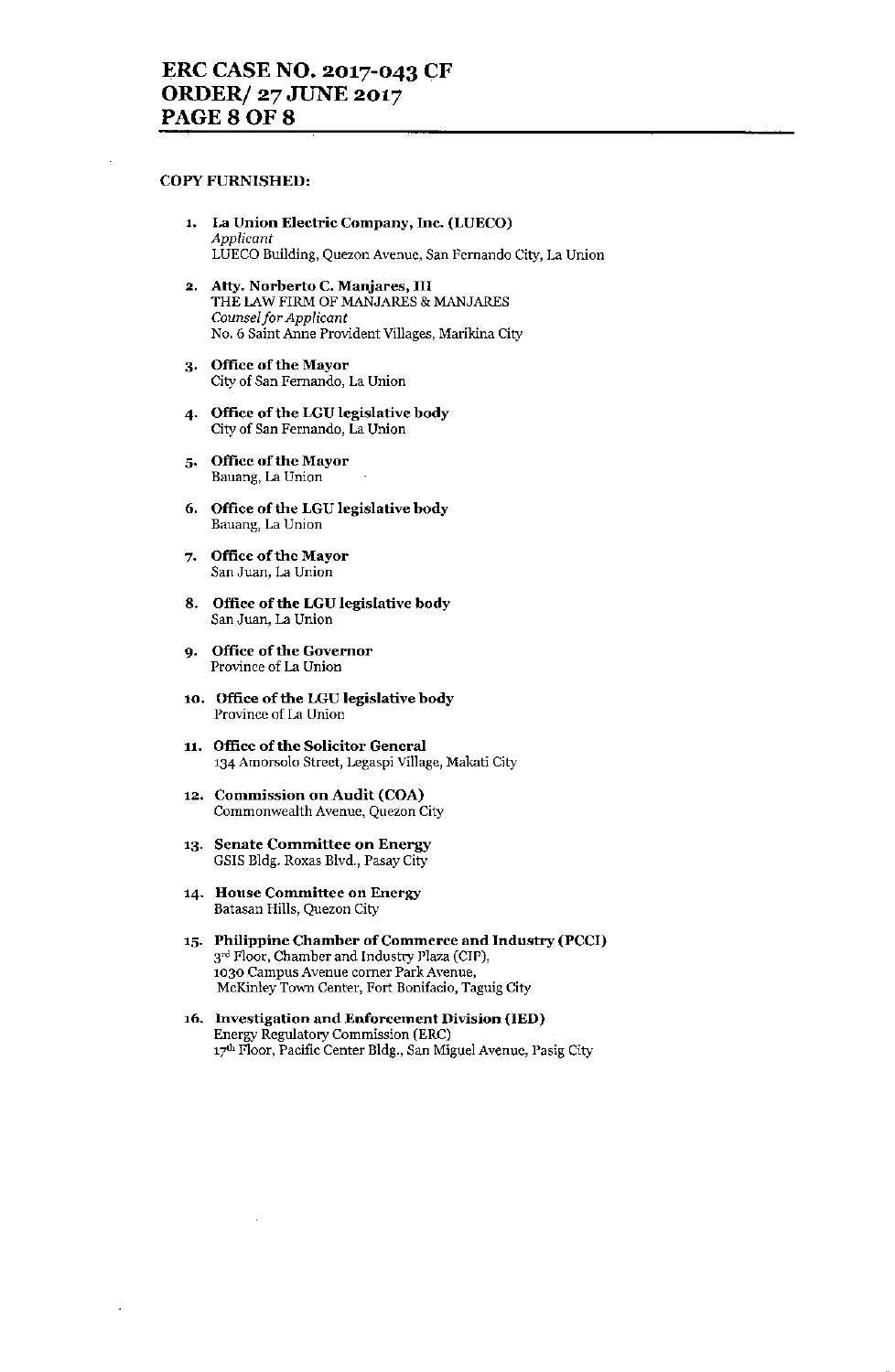**COPY FURNISHED:**

1. **La Union Electric Company, Inc. (LUECO)**
   *Applicant*
   LUECO Building, Quezon Avenue, San Fernando City, La Union

2. **Atty. Norberto C. Manjares, III**
   THE LAW FIRM OF MANJARES & MANJARES
   *Counsel for Applicant*
   No. 6 Saint Anne Provident Villages, Marikina City

3. **Office of the Mayor**
   City of San Fernando, La Union

4. **Office of the LGU legislative body**
   City of San Fernando, La Union

5. **Office of the Mayor**
   Bauang, La Union

6. **Office of the LGU legislative body**
   Bauang, La Union

7. **Office of the Mayor**
   San Juan, La Union

8. **Office of the LGU legislative body**
   San Juan, La Union

9. **Office of the Governor**
   Province of La Union

10. **Office of the LGU legislative body**
    Province of La Union

11. **Office of the Solicitor General**
    134 Amorsolo Street, Legaspi Village, Makati City

12. **Commission on Audit (COA)**
    Commonwealth Avenue, Quezon City

13. **Senate Committee on Energy**
    GSIS Bldg. Roxas Blvd., Pasay City

14. **House Committee on Energy**
    Batasan Hills, Quezon City

15. **Philippine Chamber of Commerce and Industry (PCCI)**
    3rd Floor, Chamber and Industry Plaza (CIP),
    1030 Campus Avenue corner Park Avenue,
    McKinley Town Center, Fort Bonifacio, Taguig City

16. **Investigation and Enforcement Division (IED)**
    Energy Regulatory Commission (ERC)
    17th Floor, Pacific Center Bldg., San Miguel Avenue, Pasig City